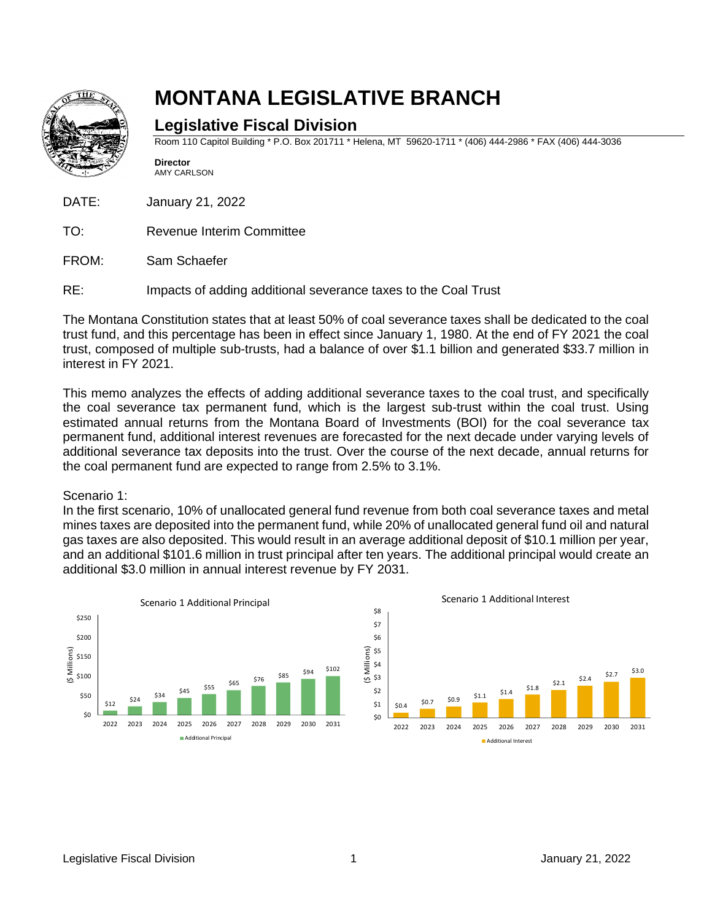# MONTANA LEGISLATIVE BRANCH

## Legislative Fiscal Division

Room 110 Capitol Building * P.O. Box 201711 * Helena, MT 59620-1711 * (406) 444-2986 * FAX (406) 444-3036

**Director**
AMY CARLSON

DATE: January 21, 2022

TO: Revenue Interim Committee

FROM: Sam Schaefer

RE: Impacts of adding additional severance taxes to the Coal Trust

The Montana Constitution states that at least 50% of coal severance taxes shall be dedicated to the coal trust fund, and this percentage has been in effect since January 1, 1980. At the end of FY 2021 the coal trust, composed of multiple sub-trusts, had a balance of over $1.1 billion and generated $33.7 million in interest in FY 2021.

This memo analyzes the effects of adding additional severance taxes to the coal trust, and specifically the coal severance tax permanent fund, which is the largest sub-trust within the coal trust. Using estimated annual returns from the Montana Board of Investments (BOI) for the coal severance tax permanent fund, additional interest revenues are forecasted for the next decade under varying levels of additional severance tax deposits into the trust. Over the course of the next decade, annual returns for the coal permanent fund are expected to range from 2.5% to 3.1%.

Scenario 1:
In the first scenario, 10% of unallocated general fund revenue from both coal severance taxes and metal mines taxes are deposited into the permanent fund, while 20% of unallocated general fund oil and natural gas taxes are also deposited. This would result in an average additional deposit of $10.1 million per year, and an additional $101.6 million in trust principal after ten years. The additional principal would create an additional $3.0 million in annual interest revenue by FY 2031.

**Scenario 1 Additional Principal** ($ Millions)

| Year | Additional Principal |
|---|---|
| 2022 | $12 |
| 2023 | $24 |
| 2024 | $34 |
| 2025 | $45 |
| 2026 | $55 |
| 2027 | $65 |
| 2028 | $76 |
| 2029 | $85 |
| 2030 | $94 |
| 2031 | $102 |

**Scenario 1 Additional Interest** ($ Millions)

| Year | Additional Interest |
|---|---|
| 2022 | $0.4 |
| 2023 | $0.7 |
| 2024 | $0.9 |
| 2025 | $1.1 |
| 2026 | $1.4 |
| 2027 | $1.8 |
| 2028 | $2.1 |
| 2029 | $2.4 |
| 2030 | $2.7 |
| 2031 | $3.0 |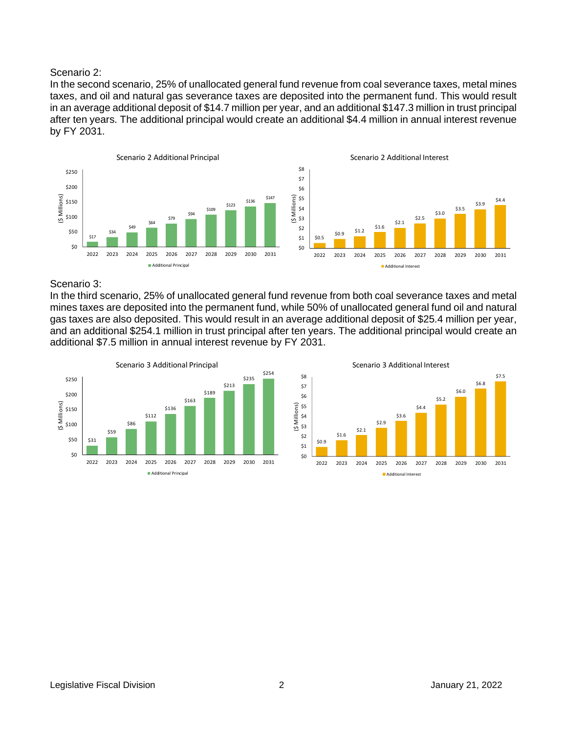Scenario 2:

In the second scenario, 25% of unallocated general fund revenue from coal severance taxes, metal mines taxes, and oil and natural gas severance taxes are deposited into the permanent fund. This would result in an average additional deposit of $14.7 million per year, and an additional $147.3 million in trust principal after ten years. The additional principal would create an additional $4.4 million in annual interest revenue by FY 2031.

Scenario 2 Additional Principal

($ Millions)

$0
$50
$100
$150
$200
$250

$17
$34
$49
$64
$79
$94
$109
$123
$136
$147

2022
2023
2024
2025
2026
2027
2028
2029
2030
2031

Additional Principal

Scenario 2 Additional Interest

($ Millions)

$0
$1
$2
$3
$4
$5
$6
$7
$8

$0.5
$0.9
$1.2
$1.6
$2.1
$2.5
$3.0
$3.5
$3.9
$4.4

2022
2023
2024
2025
2026
2027
2028
2029
2030
2031

Additional Interest

Scenario 3:

In the third scenario, 25% of unallocated general fund revenue from both coal severance taxes and metal mines taxes are deposited into the permanent fund, while 50% of unallocated general fund oil and natural gas taxes are also deposited. This would result in an average additional deposit of $25.4 million per year, and an additional $254.1 million in trust principal after ten years. The additional principal would create an additional $7.5 million in annual interest revenue by FY 2031.

Scenario 3 Additional Principal

($ Millions)

$0
$50
$100
$150
$200
$250

$31
$59
$86
$112
$136
$163
$189
$213
$235
$254

2022
2023
2024
2025
2026
2027
2028
2029
2030
2031

Additional Principal

Scenario 3 Additional Interest

($ Millions)

$0
$1
$2
$3
$4
$5
$6
$7
$8

$0.9
$1.6
$2.1
$2.9
$3.6
$4.4
$5.2
$6.0
$6.8
$7.5

2022
2023
2024
2025
2026
2027
2028
2029
2030
2031

Additional Interest